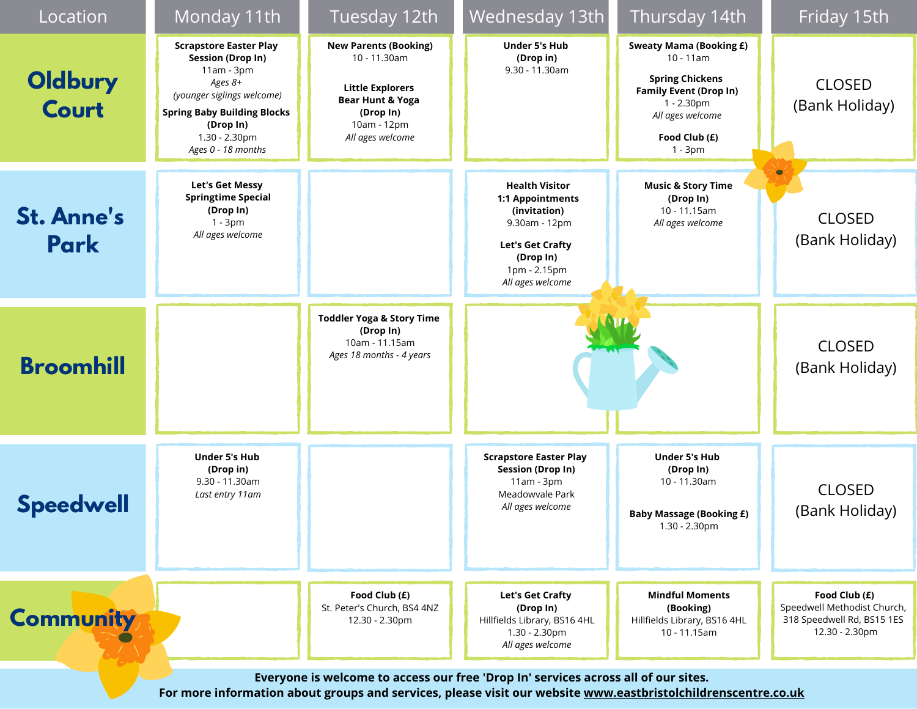| Location | Monday 11th | Tuesday 12th | Wednesday 13th | Thursday 14th | Friday 15th |
|---|---|---|---|---|---|
| **Oldbury Court** | **Scrapstore Easter Play Session (Drop In)**<br>11am - 3pm<br>*Ages 8+*<br>*(younger siglings welcome)*<br>**Spring Baby Building Blocks (Drop In)**<br>1.30 - 2.30pm<br>*Ages 0 - 18 months* | **New Parents (Booking)**<br>10 - 11.30am<br>**Little Explorers Bear Hunt & Yoga (Drop In)**<br>10am - 12pm<br>*All ages welcome* | **Under 5's Hub (Drop in)**<br>9.30 - 11.30am | **Sweaty Mama (Booking £)**<br>10 - 11am<br>**Spring Chickens Family Event (Drop In)**<br>1 - 2.30pm<br>*All ages welcome*<br>**Food Club (£)**<br>1 - 3pm | CLOSED (Bank Holiday) |
| **St. Anne's Park** | **Let's Get Messy Springtime Special (Drop In)**<br>1 - 3pm<br>*All ages welcome* | | **Health Visitor 1:1 Appointments (invitation)**<br>9.30am - 12pm<br>**Let's Get Crafty (Drop In)**<br>1pm - 2.15pm<br>*All ages welcome* | **Music & Story Time (Drop In)**<br>10 - 11.15am<br>*All ages welcome* | CLOSED (Bank Holiday) |
| **Broomhill** | | **Toddler Yoga & Story Time (Drop In)**<br>10am - 11.15am<br>*Ages 18 months - 4 years* | | | CLOSED (Bank Holiday) |
| **Speedwell** | **Under 5's Hub (Drop in)**<br>9.30 - 11.30am<br>*Last entry 11am* | | **Scrapstore Easter Play Session (Drop In)**<br>11am - 3pm<br>Meadowvale Park<br>*All ages welcome* | **Under 5's Hub (Drop In)**<br>10 - 11.30am<br>**Baby Massage (Booking £)**<br>1.30 - 2.30pm | CLOSED (Bank Holiday) |
| **Community** | | **Food Club (£)**<br>St. Peter's Church, BS4 4NZ<br>12.30 - 2.30pm | **Let's Get Crafty (Drop In)**<br>Hillfields Library, BS16 4HL<br>1.30 - 2.30pm<br>*All ages welcome* | **Mindful Moments (Booking)**<br>Hillfields Library, BS16 4HL<br>10 - 11.15am | **Food Club (£)**<br>Speedwell Methodist Church, 318 Speedwell Rd, BS15 1ES<br>12.30 - 2.30pm |

**Everyone is welcome to access our free 'Drop In' services across all of our sites.**
**For more information about groups and services, please visit our website www.eastbristolchildrenscentre.co.uk**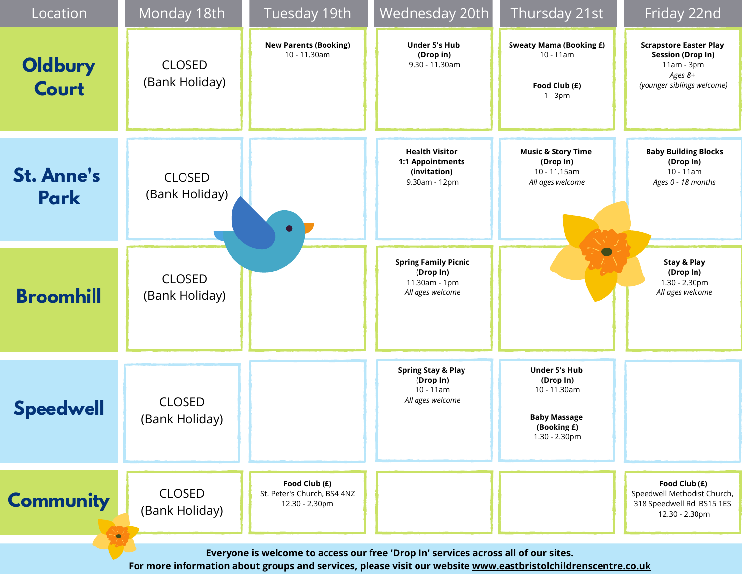| Location | Monday 18th | Tuesday 19th | Wednesday 20th | Thursday 21st | Friday 22nd |
|---|---|---|---|---|---|
| **Oldbury Court** | CLOSED (Bank Holiday) | **New Parents (Booking)** 10 - 11.30am | **Under 5's Hub (Drop in)** 9.30 - 11.30am | **Sweaty Mama (Booking £)** 10 - 11am<br><br>**Food Club (£)** 1 - 3pm | **Scrapstore Easter Play Session (Drop In)** 11am - 3pm *Ages 8+* *(younger siblings welcome)* |
| **St. Anne's Park** | CLOSED (Bank Holiday) | | **Health Visitor 1:1 Appointments (invitation)** 9.30am - 12pm | **Music & Story Time (Drop In)** 10 - 11.15am *All ages welcome* | **Baby Building Blocks (Drop In)** 10 - 11am *Ages 0 - 18 months* |
| **Broomhill** | CLOSED (Bank Holiday) | | **Spring Family Picnic (Drop In)** 11.30am - 1pm *All ages welcome* | | **Stay & Play (Drop In)** 1.30 - 2.30pm *All ages welcome* |
| **Speedwell** | CLOSED (Bank Holiday) | | **Spring Stay & Play (Drop In)** 10 - 11am *All ages welcome* | **Under 5's Hub (Drop In)** 10 - 11.30am<br><br>**Baby Massage (Booking £)** 1.30 - 2.30pm | |
| **Community** | CLOSED (Bank Holiday) | **Food Club (£)** St. Peter's Church, BS4 4NZ 12.30 - 2.30pm | | | **Food Club (£)** Speedwell Methodist Church, 318 Speedwell Rd, BS15 1ES 12.30 - 2.30pm |

**Everyone is welcome to access our free 'Drop In' services across all of our sites.**
**For more information about groups and services, please visit our website www.eastbristolchildrenscentre.co.uk**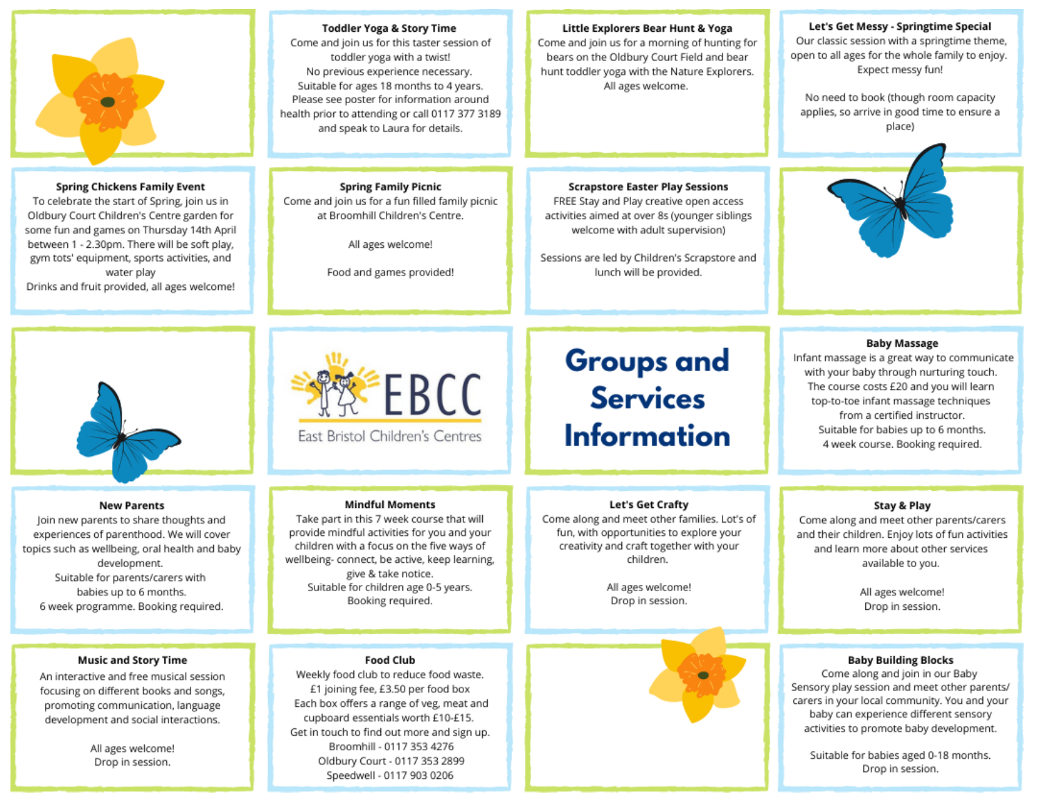### Toddler Yoga & Story Time

Come and join us for this taster session of toddler yoga with a twist!
No previous experience necessary.
Suitable for ages 18 months to 4 years.
Please see poster for information around health prior to attending or call 0117 377 3189 and speak to Laura for details.

### Little Explorers Bear Hunt & Yoga

Come and join us for a morning of hunting for bears on the Oldbury Court Field and bear hunt toddler yoga with the Nature Explorers.
All ages welcome.

### Let's Get Messy - Springtime Special

Our classic session with a springtime theme, open to all ages for the whole family to enjoy.
Expect messy fun!

No need to book (though room capacity applies, so arrive in good time to ensure a place)

### Spring Chickens Family Event

To celebrate the start of Spring, join us in Oldbury Court Children's Centre garden for some fun and games on Thursday 14th April between 1 - 2.30pm. There will be soft play, gym tots' equipment, sports activities, and water play
Drinks and fruit provided, all ages welcome!

### Spring Family Picnic

Come and join us for a fun filled family picnic at Broomhill Children's Centre.

All ages welcome!

Food and games provided!

### Scrapstore Easter Play Sessions

FREE Stay and Play creative open access activities aimed at over 8s (younger siblings welcome with adult supervision)

Sessions are led by Children's Scrapstore and lunch will be provided.

EBCC
East Bristol Children's Centres

# Groups and Services Information

### Baby Massage

Infant massage is a great way to communicate with your baby through nurturing touch.
The course costs £20 and you will learn top-to-toe infant massage techniques from a certified instructor.
Suitable for babies up to 6 months.
4 week course. Booking required.

### New Parents

Join new parents to share thoughts and experiences of parenthood. We will cover topics such as wellbeing, oral health and baby development.
Suitable for parents/carers with babies up to 6 months.
6 week programme. Booking required.

### Mindful Moments

Take part in this 7 week course that will provide mindful activities for you and your children with a focus on the five ways of wellbeing- connect, be active, keep learning, give & take notice.
Suitable for children age 0-5 years.
Booking required.

### Let's Get Crafty

Come along and meet other families. Lot's of fun, with opportunities to explore your creativity and craft together with your children.

All ages welcome!
Drop in session.

### Stay & Play

Come along and meet other parents/carers and their children. Enjoy lots of fun activities and learn more about other services available to you.

All ages welcome!
Drop in session.

### Music and Story Time

An interactive and free musical session focusing on different books and songs, promoting communication, language development and social interactions.

All ages welcome!
Drop in session.

### Food Club

Weekly food club to reduce food waste.
£1 joining fee, £3.50 per food box
Each box offers a range of veg, meat and cupboard essentials worth £10-£15.
Get in touch to find out more and sign up.
Broomhill - 0117 353 4276
Oldbury Court - 0117 353 2899
Speedwell - 0117 903 0206

### Baby Building Blocks

Come along and join in our Baby Sensory play session and meet other parents/carers in your local community. You and your baby can experience different sensory activities to promote baby development.

Suitable for babies aged 0-18 months.
Drop in session.